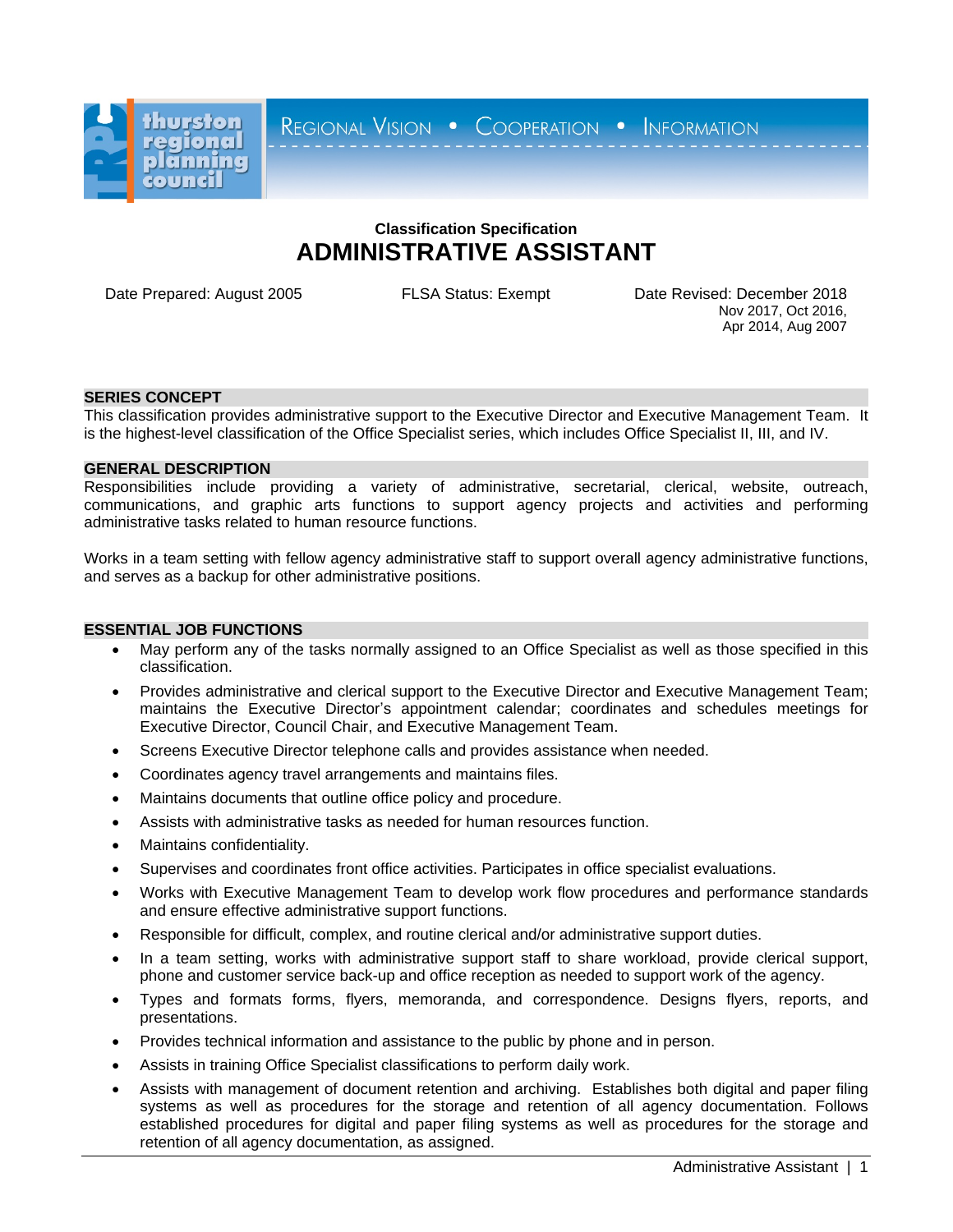thurston regional planning council

REGIONAL VISION • COOPERATION • INFORMATION

**Classification Specification**

# ADMINISTRATIVE ASSISTANT

Date Prepared: August 2005

FLSA Status: Exempt

Date Revised: December 2018
Nov 2017, Oct 2016,
Apr 2014, Aug 2007

## SERIES CONCEPT

This classification provides administrative support to the Executive Director and Executive Management Team. It is the highest-level classification of the Office Specialist series, which includes Office Specialist II, III, and IV.

## GENERAL DESCRIPTION

Responsibilities include providing a variety of administrative, secretarial, clerical, website, outreach, communications, and graphic arts functions to support agency projects and activities and performing administrative tasks related to human resource functions.

Works in a team setting with fellow agency administrative staff to support overall agency administrative functions, and serves as a backup for other administrative positions.

## ESSENTIAL JOB FUNCTIONS

- May perform any of the tasks normally assigned to an Office Specialist as well as those specified in this classification.
- Provides administrative and clerical support to the Executive Director and Executive Management Team; maintains the Executive Director's appointment calendar; coordinates and schedules meetings for Executive Director, Council Chair, and Executive Management Team.
- Screens Executive Director telephone calls and provides assistance when needed.
- Coordinates agency travel arrangements and maintains files.
- Maintains documents that outline office policy and procedure.
- Assists with administrative tasks as needed for human resources function.
- Maintains confidentiality.
- Supervises and coordinates front office activities. Participates in office specialist evaluations.
- Works with Executive Management Team to develop work flow procedures and performance standards and ensure effective administrative support functions.
- Responsible for difficult, complex, and routine clerical and/or administrative support duties.
- In a team setting, works with administrative support staff to share workload, provide clerical support, phone and customer service back-up and office reception as needed to support work of the agency.
- Types and formats forms, flyers, memoranda, and correspondence. Designs flyers, reports, and presentations.
- Provides technical information and assistance to the public by phone and in person.
- Assists in training Office Specialist classifications to perform daily work.
- Assists with management of document retention and archiving. Establishes both digital and paper filing systems as well as procedures for the storage and retention of all agency documentation. Follows established procedures for digital and paper filing systems as well as procedures for the storage and retention of all agency documentation, as assigned.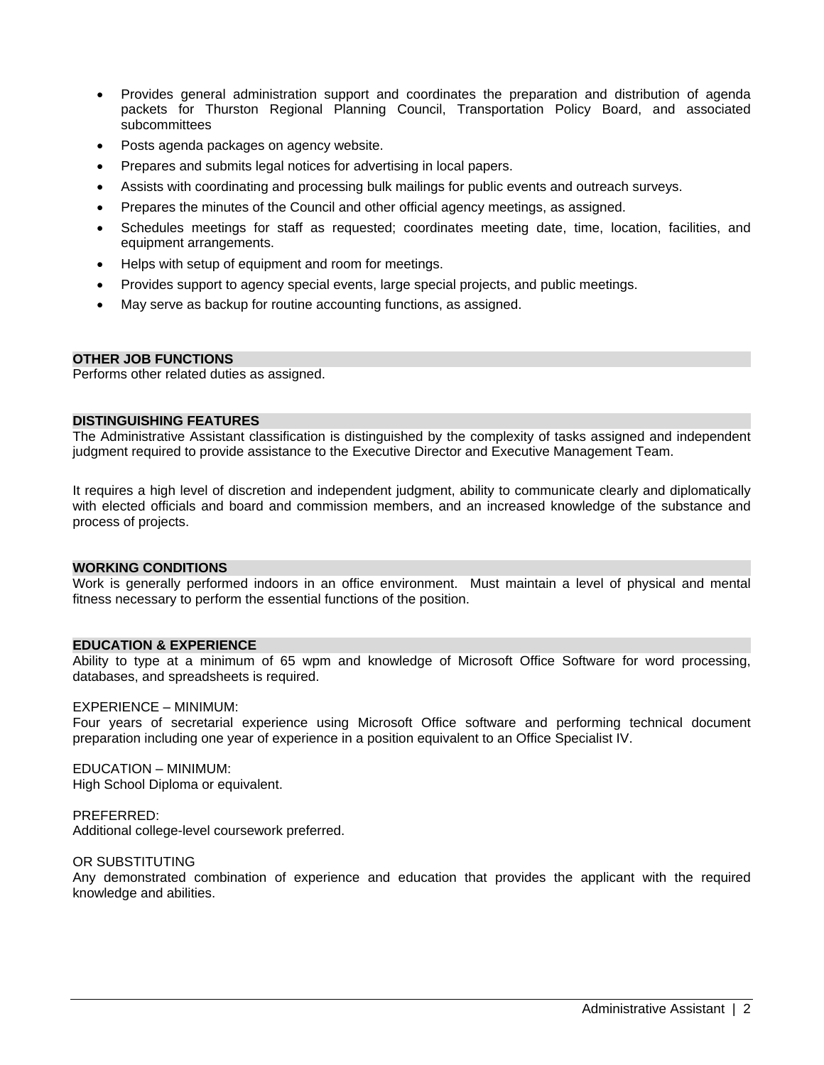- Provides general administration support and coordinates the preparation and distribution of agenda packets for Thurston Regional Planning Council, Transportation Policy Board, and associated subcommittees
- Posts agenda packages on agency website.
- Prepares and submits legal notices for advertising in local papers.
- Assists with coordinating and processing bulk mailings for public events and outreach surveys.
- Prepares the minutes of the Council and other official agency meetings, as assigned.
- Schedules meetings for staff as requested; coordinates meeting date, time, location, facilities, and equipment arrangements.
- Helps with setup of equipment and room for meetings.
- Provides support to agency special events, large special projects, and public meetings.
- May serve as backup for routine accounting functions, as assigned.

## OTHER JOB FUNCTIONS

Performs other related duties as assigned.

## DISTINGUISHING FEATURES

The Administrative Assistant classification is distinguished by the complexity of tasks assigned and independent judgment required to provide assistance to the Executive Director and Executive Management Team.

It requires a high level of discretion and independent judgment, ability to communicate clearly and diplomatically with elected officials and board and commission members, and an increased knowledge of the substance and process of projects.

## WORKING CONDITIONS

Work is generally performed indoors in an office environment. Must maintain a level of physical and mental fitness necessary to perform the essential functions of the position.

## EDUCATION & EXPERIENCE

Ability to type at a minimum of 65 wpm and knowledge of Microsoft Office Software for word processing, databases, and spreadsheets is required.

EXPERIENCE – MINIMUM:
Four years of secretarial experience using Microsoft Office software and performing technical document preparation including one year of experience in a position equivalent to an Office Specialist IV.

EDUCATION – MINIMUM:
High School Diploma or equivalent.

PREFERRED:
Additional college-level coursework preferred.

OR SUBSTITUTING
Any demonstrated combination of experience and education that provides the applicant with the required knowledge and abilities.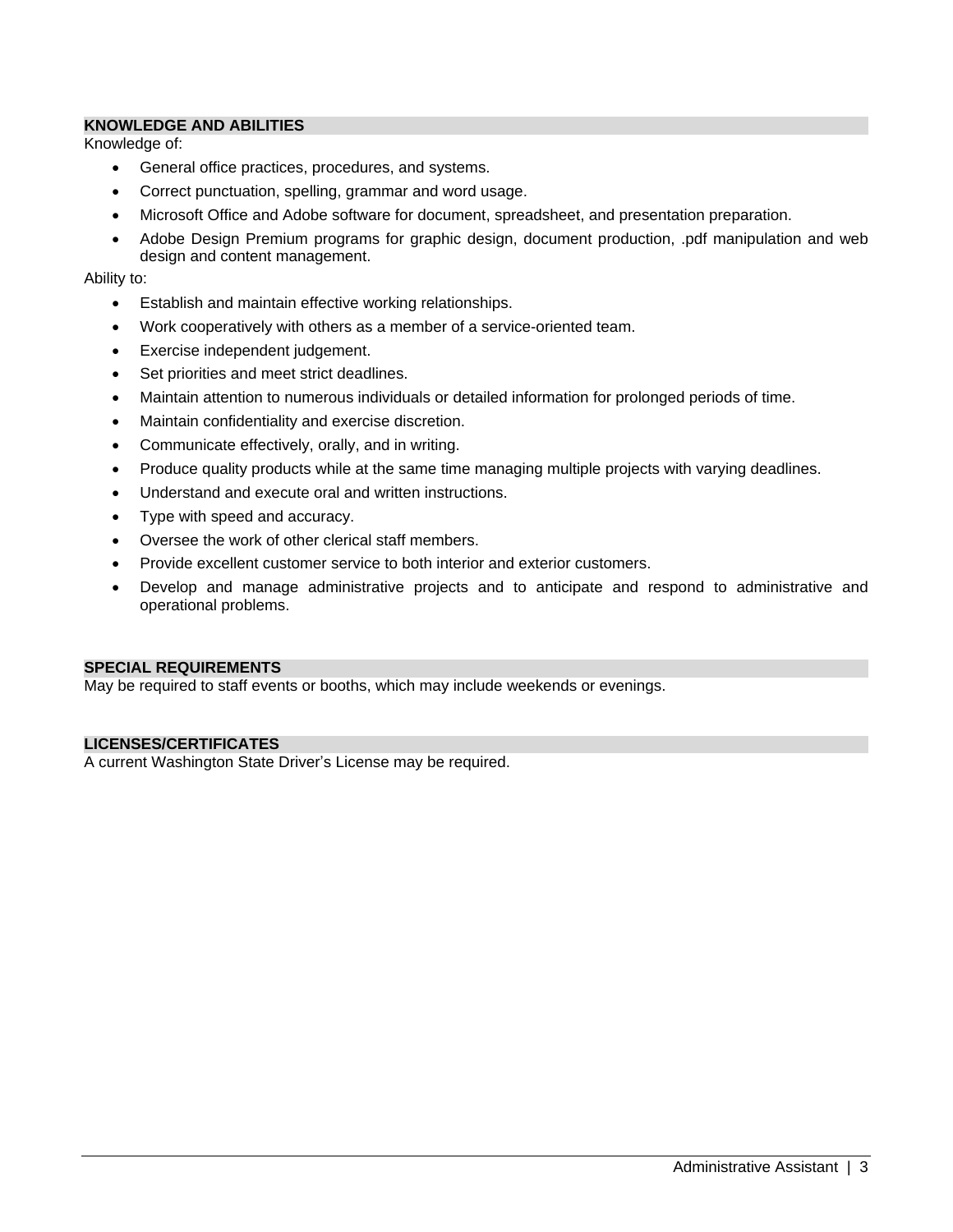## KNOWLEDGE AND ABILITIES

Knowledge of:

- General office practices, procedures, and systems.
- Correct punctuation, spelling, grammar and word usage.
- Microsoft Office and Adobe software for document, spreadsheet, and presentation preparation.
- Adobe Design Premium programs for graphic design, document production, .pdf manipulation and web design and content management.

Ability to:

- Establish and maintain effective working relationships.
- Work cooperatively with others as a member of a service-oriented team.
- Exercise independent judgement.
- Set priorities and meet strict deadlines.
- Maintain attention to numerous individuals or detailed information for prolonged periods of time.
- Maintain confidentiality and exercise discretion.
- Communicate effectively, orally, and in writing.
- Produce quality products while at the same time managing multiple projects with varying deadlines.
- Understand and execute oral and written instructions.
- Type with speed and accuracy.
- Oversee the work of other clerical staff members.
- Provide excellent customer service to both interior and exterior customers.
- Develop and manage administrative projects and to anticipate and respond to administrative and operational problems.

## SPECIAL REQUIREMENTS

May be required to staff events or booths, which may include weekends or evenings.

## LICENSES/CERTIFICATES

A current Washington State Driver's License may be required.